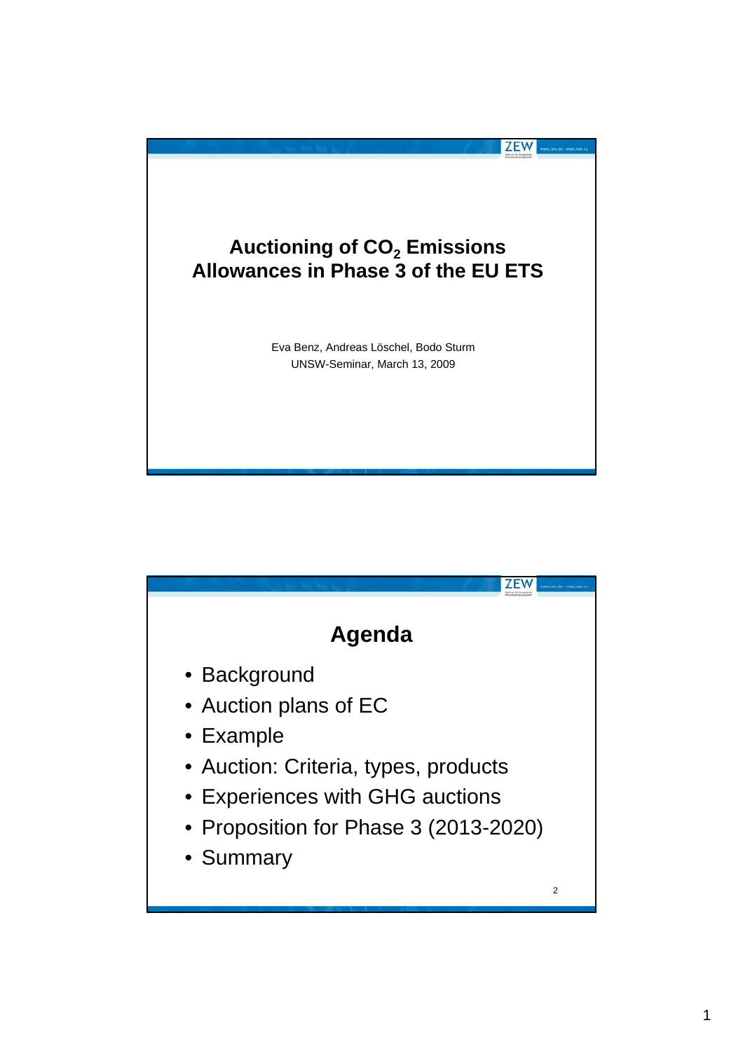# Auctioning of $CO_2$ Emissions Allowances in Phase 3 of the EU ETS

Eva Benz, Andreas Löschel, Bodo Sturm

UNSW-Seminar, March 13, 2009

## Agenda

- Background
- Auction plans of EC
- Example
- Auction: Criteria, types, products
- Experiences with GHG auctions
- Proposition for Phase 3 (2013-2020)
- Summary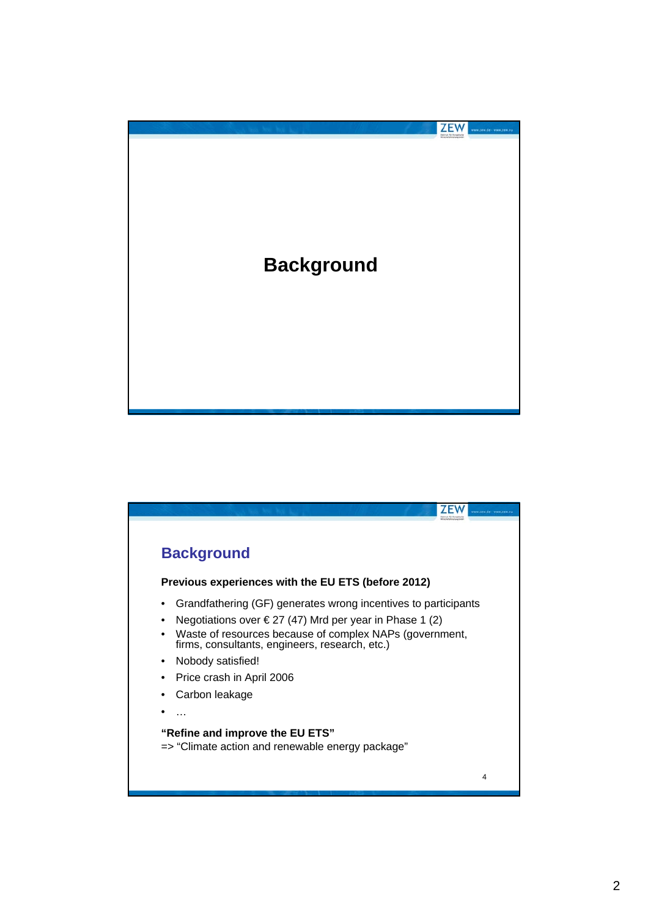# Background

## Background

**Previous experiences with the EU ETS (before 2012)**

- Grandfathering (GF) generates wrong incentives to participants
- Negotiations over € 27 (47) Mrd per year in Phase 1 (2)
- Waste of resources because of complex NAPs (government, firms, consultants, engineers, research, etc.)
- Nobody satisfied!
- Price crash in April 2006
- Carbon leakage
- …

**"Refine and improve the EU ETS"**
=> "Climate action and renewable energy package"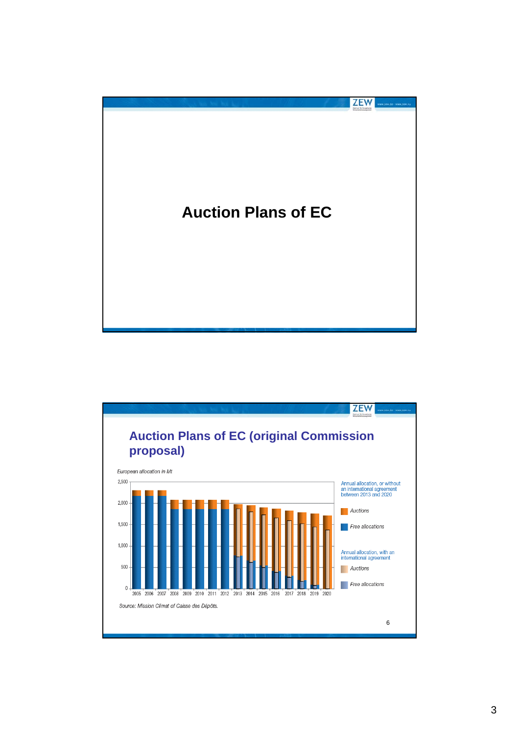# Auction Plans of EC

## Auction Plans of EC (original Commission proposal)

*European allocation in Mt*

Annual allocation, or without an international agreement between 2013 and 2020

- *Auctions*
- *Free allocations*

Annual allocation, with an international agreement

- *Auctions*
- *Free allocations*

Source: Mission Climat of Caisse des Dépôts.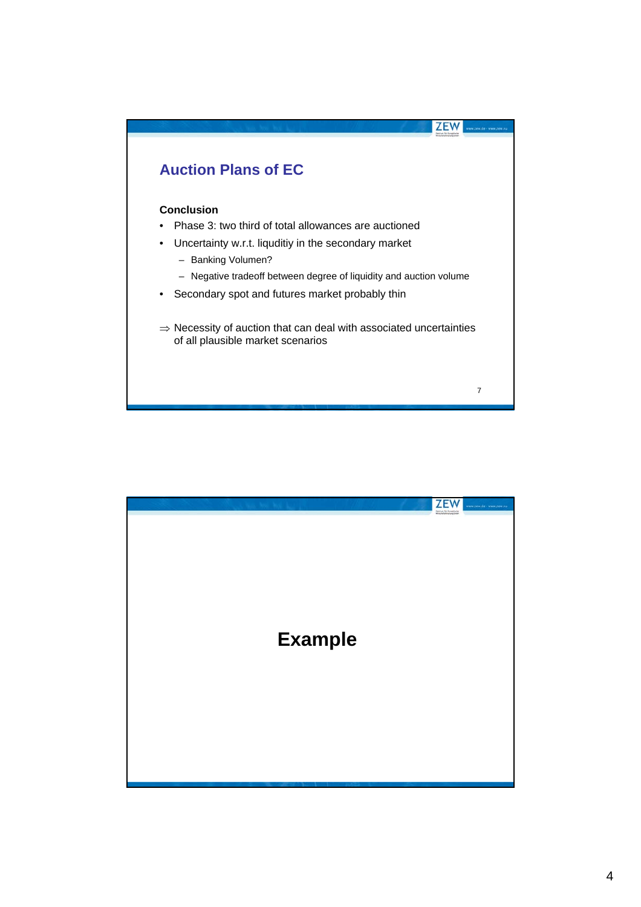## Auction Plans of EC

**Conclusion**

- Phase 3: two third of total allowances are auctioned
- Uncertainty w.r.t. liquditiy in the secondary market
  - Banking Volumen?
  - Negative tradeoff between degree of liquidity and auction volume
- Secondary spot and futures market probably thin

$\Rightarrow$ Necessity of auction that can deal with associated uncertainties of all plausible market scenarios

# Example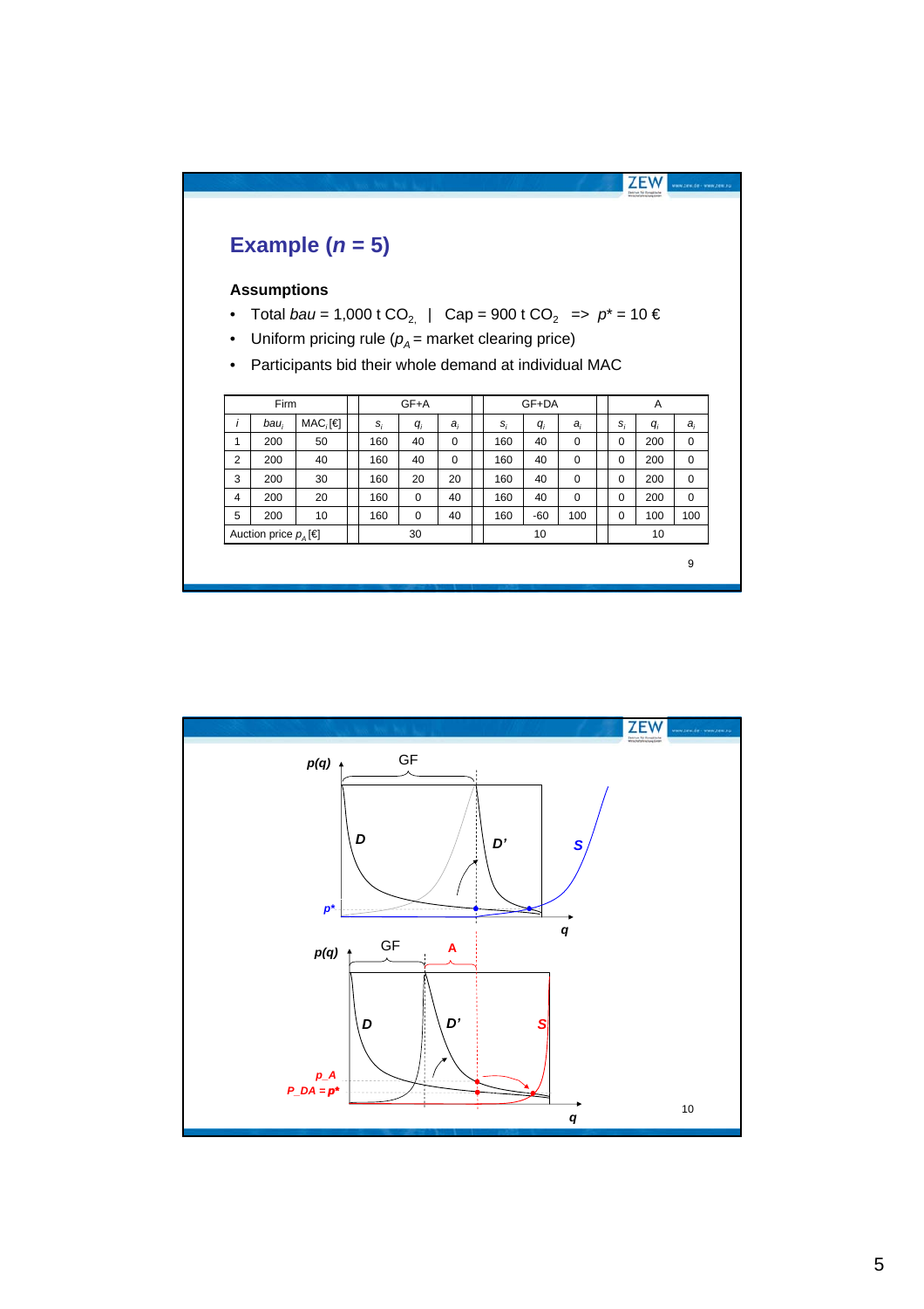## Example ($n$ = 5)

**Assumptions**

- Total *bau* = 1,000 t $CO_2$ | Cap = 900 t $CO_2$ => $p^*$ = 10 €
- Uniform pricing rule ($p_A$ = market clearing price)
- Participants bid their whole demand at individual MAC

| Firm | | | GF+A | | | GF+DA | | | A | | |
|---|---|---|---|---|---|---|---|---|---|---|---|
| $i$ | $bau_i$ | $MAC_i$ [€] | $s_i$ | $q_i$ | $a_i$ | $s_i$ | $q_i$ | $a_i$ | $s_i$ | $q_i$ | $a_i$ |
| 1 | 200 | 50 | 160 | 40 | 0 | 160 | 40 | 0 | 0 | 200 | 0 |
| 2 | 200 | 40 | 160 | 40 | 0 | 160 | 40 | 0 | 0 | 200 | 0 |
| 3 | 200 | 30 | 160 | 20 | 20 | 160 | 40 | 0 | 0 | 200 | 0 |
| 4 | 200 | 20 | 160 | 0 | 40 | 160 | 40 | 0 | 0 | 200 | 0 |
| 5 | 200 | 10 | 160 | 0 | 40 | 160 | -60 | 100 | 0 | 100 | 100 |
| Auction price $p_A$ [€] | | | 30 | | | 10 | | | 10 | | |

p(q), GF, D, D', S, $p^*$, q

p(q), GF, A, D, D', S, p_A, P_DA = $p^*$, q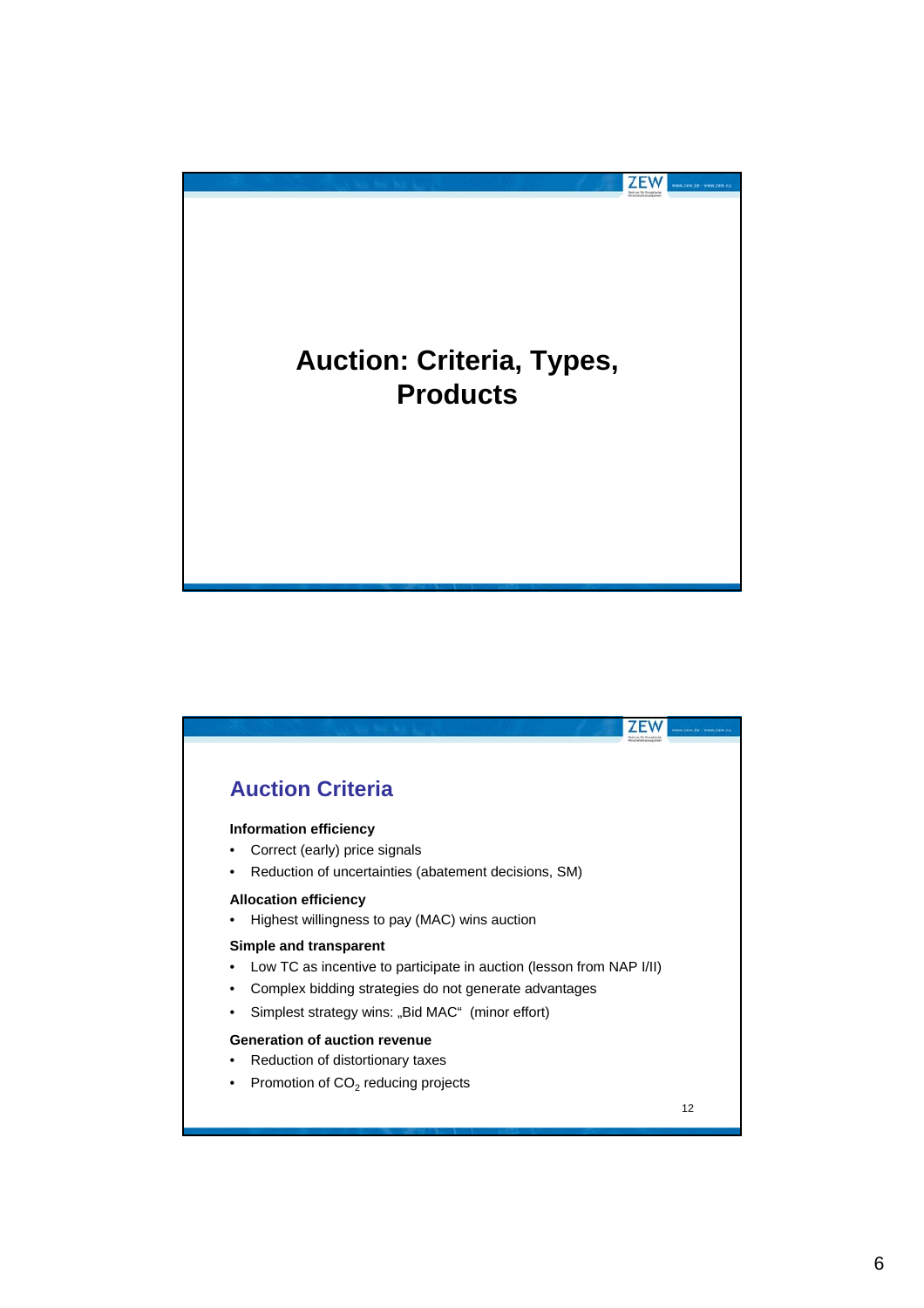# Auction: Criteria, Types, Products

## Auction Criteria

**Information efficiency**

- Correct (early) price signals
- Reduction of uncertainties (abatement decisions, SM)

**Allocation efficiency**

- Highest willingness to pay (MAC) wins auction

**Simple and transparent**

- Low TC as incentive to participate in auction (lesson from NAP I/II)
- Complex bidding strategies do not generate advantages
- Simplest strategy wins: „Bid MAC“ (minor effort)

**Generation of auction revenue**

- Reduction of distortionary taxes
- Promotion of $CO_2$ reducing projects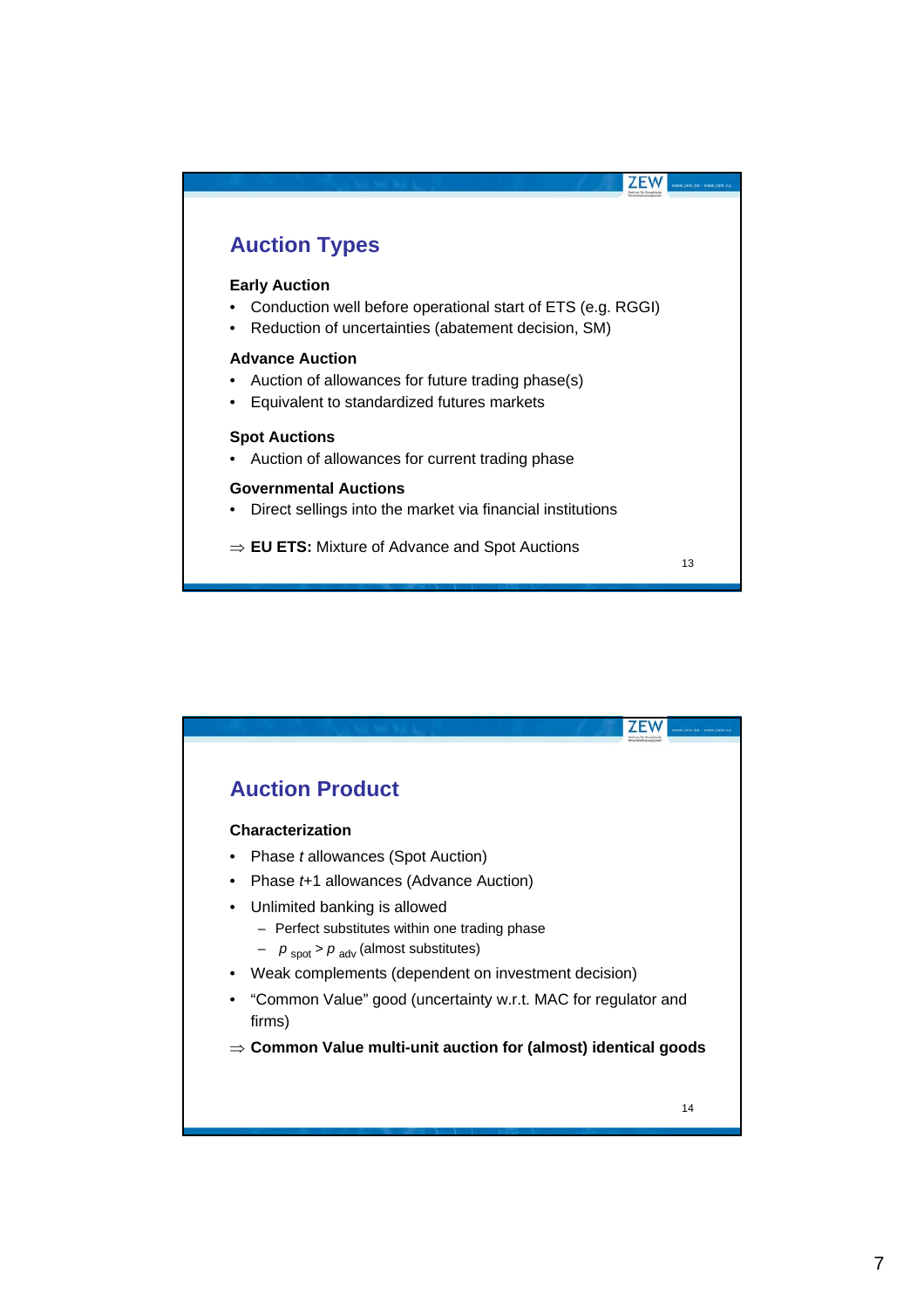## Auction Types

**Early Auction**

- Conduction well before operational start of ETS (e.g. RGGI)
- Reduction of uncertainties (abatement decision, SM)

**Advance Auction**

- Auction of allowances for future trading phase(s)
- Equivalent to standardized futures markets

**Spot Auctions**

- Auction of allowances for current trading phase

**Governmental Auctions**

- Direct sellings into the market via financial institutions

⇒ **EU ETS:** Mixture of Advance and Spot Auctions

## Auction Product

**Characterization**

- Phase *t* allowances (Spot Auction)
- Phase *t*+1 allowances (Advance Auction)
- Unlimited banking is allowed
  - Perfect substitutes within one trading phase
  - $p_{spot} > p_{adv}$ (almost substitutes)
- Weak complements (dependent on investment decision)
- "Common Value" good (uncertainty w.r.t. MAC for regulator and firms)

⇒ **Common Value multi-unit auction for (almost) identical goods**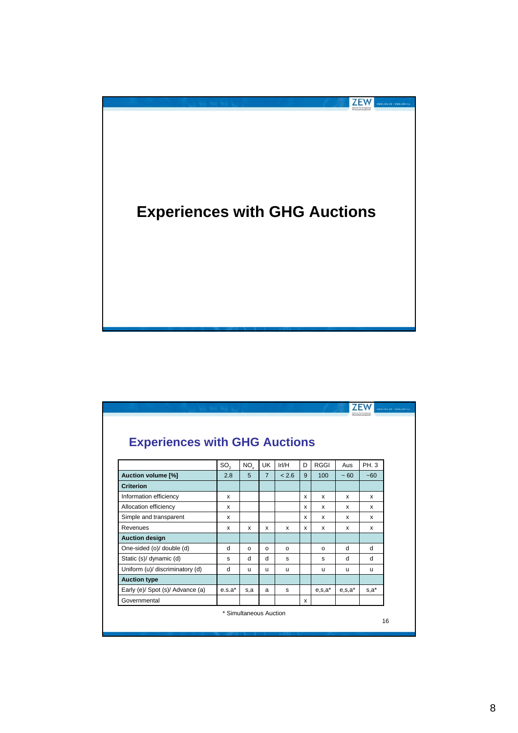# Experiences with GHG Auctions

## Experiences with GHG Auctions

| | $SO_2$ | $NO_x$ | UK | Irl/H | D | RGGI | Aus | PH. 3 |
|---|---|---|---|---|---|---|---|---|
| **Auction volume [%]** | 2.8 | 5 | 7 | < 2.6 | 9 | 100 | ~ 60 | ~60 |
| **Criterion** | | | | | | | | |
| Information efficiency | x | | | | x | x | x | x |
| Allocation efficiency | x | | | | x | x | x | x |
| Simple and transparent | x | | | | x | x | x | x |
| Revenues | x | x | x | x | x | x | x | x |
| **Auction design** | | | | | | | | |
| One-sided (o)/ double (d) | d | o | o | o | | o | d | d |
| Static (s)/ dynamic (d) | s | d | d | s | | s | d | d |
| Uniform (u)/ discriminatory (d) | d | u | u | u | | u | u | u |
| **Auction type** | | | | | | | | |
| Early (e)/ Spot (s)/ Advance (a) | e.s.a* | s,a | a | s | | e,s,a* | e,s,a* | s,a* |
| Governmental | | | | | x | | | |

* Simultaneous Auction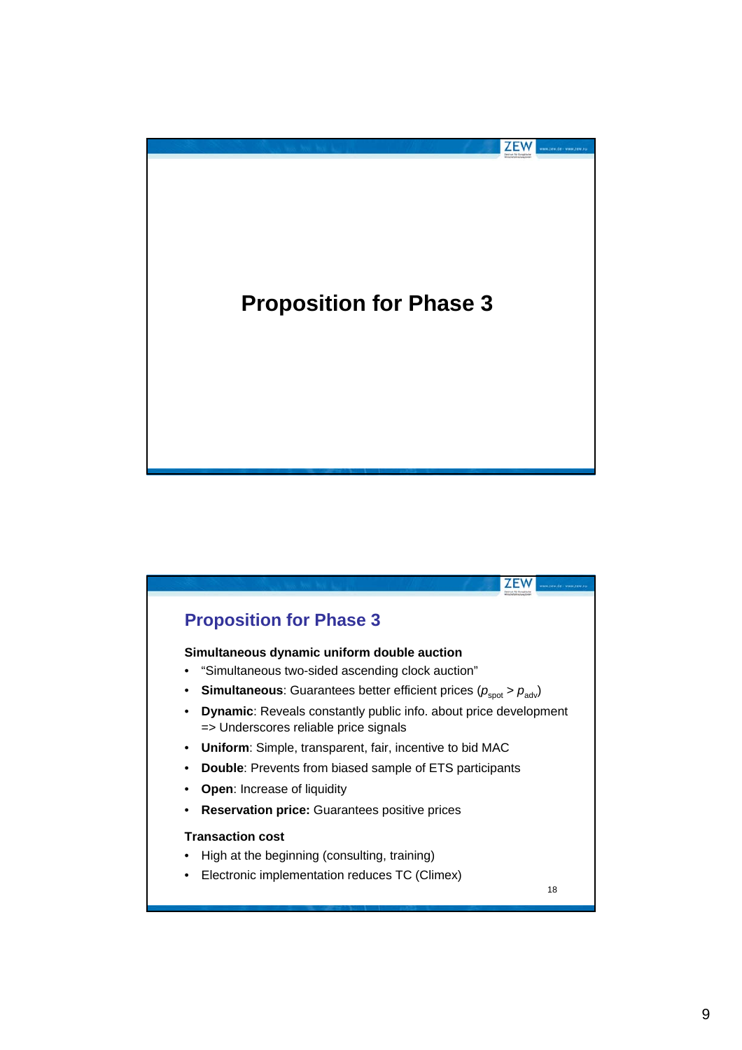# Proposition for Phase 3

## Proposition for Phase 3

**Simultaneous dynamic uniform double auction**

- "Simultaneous two-sided ascending clock auction"
- **Simultaneous**: Guarantees better efficient prices ($p_{spot} > p_{adv}$)
- **Dynamic**: Reveals constantly public info. about price development => Underscores reliable price signals
- **Uniform**: Simple, transparent, fair, incentive to bid MAC
- **Double**: Prevents from biased sample of ETS participants
- **Open**: Increase of liquidity
- **Reservation price:** Guarantees positive prices

**Transaction cost**

- High at the beginning (consulting, training)
- Electronic implementation reduces TC (Climex)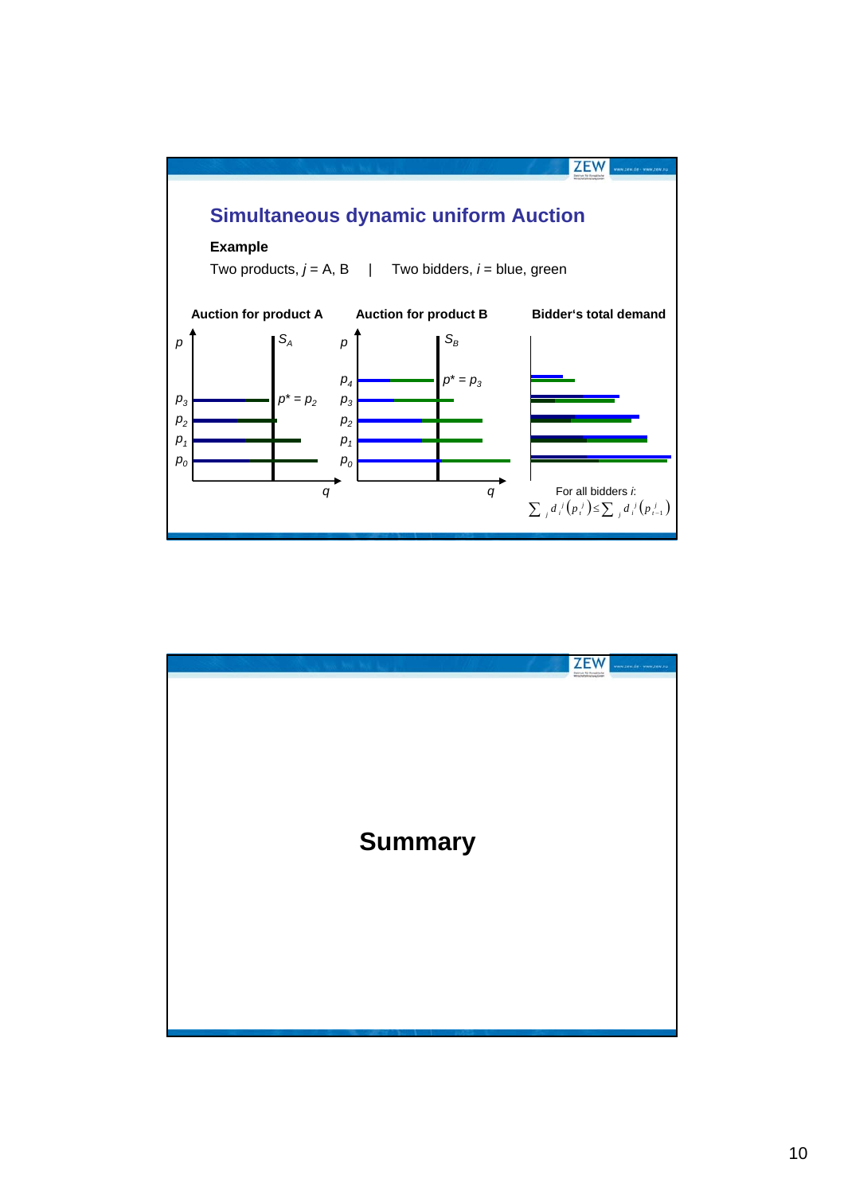## Simultaneous dynamic uniform Auction

**Example**

Two products, $j$ = A, B | Two bidders, $i$ = blue, green

**Auction for product A**

$p$, $S_A$, $p_3$, $p_2$, $p_1$, $p_0$, $p^* = p_2$, $q$

**Auction for product B**

$p$, $S_B$, $p_4$, $p_3$, $p_2$, $p_1$, $p_0$, $p^* = p_3$, $q$

**Bidder's total demand**

For all bidders $i$:

$$\sum_j d_i^j\left(p_t^j\right) \leq \sum_j d_i^j\left(p_{t-1}^j\right)$$

# Summary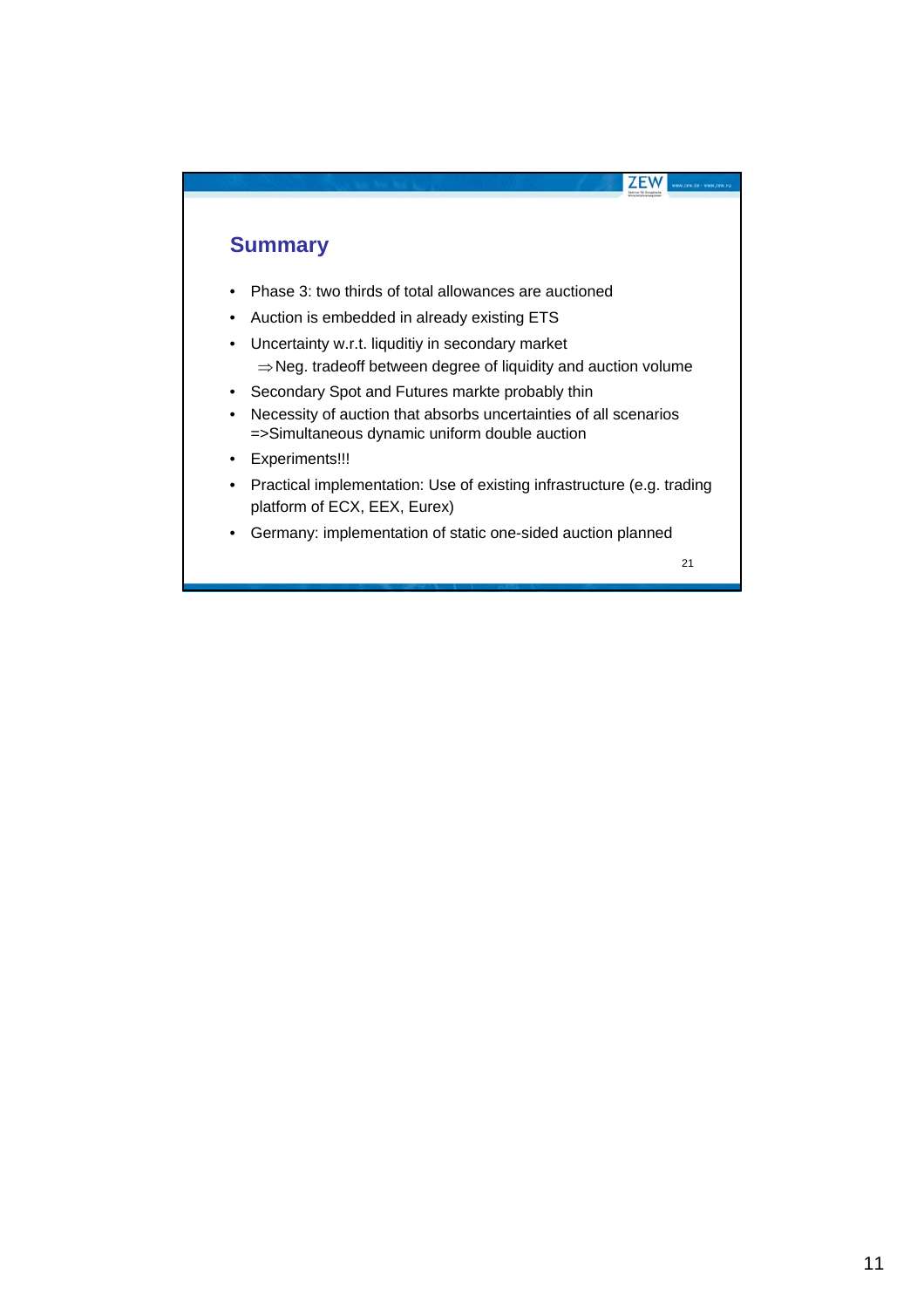## Summary

- Phase 3: two thirds of total allowances are auctioned
- Auction is embedded in already existing ETS
- Uncertainty w.r.t. liquditiy in secondary market
  $\Rightarrow$ Neg. tradeoff between degree of liquidity and auction volume
- Secondary Spot and Futures markte probably thin
- Necessity of auction that absorbs uncertainties of all scenarios
  =>Simultaneous dynamic uniform double auction
- Experiments!!!
- Practical implementation: Use of existing infrastructure (e.g. trading platform of ECX, EEX, Eurex)
- Germany: implementation of static one-sided auction planned